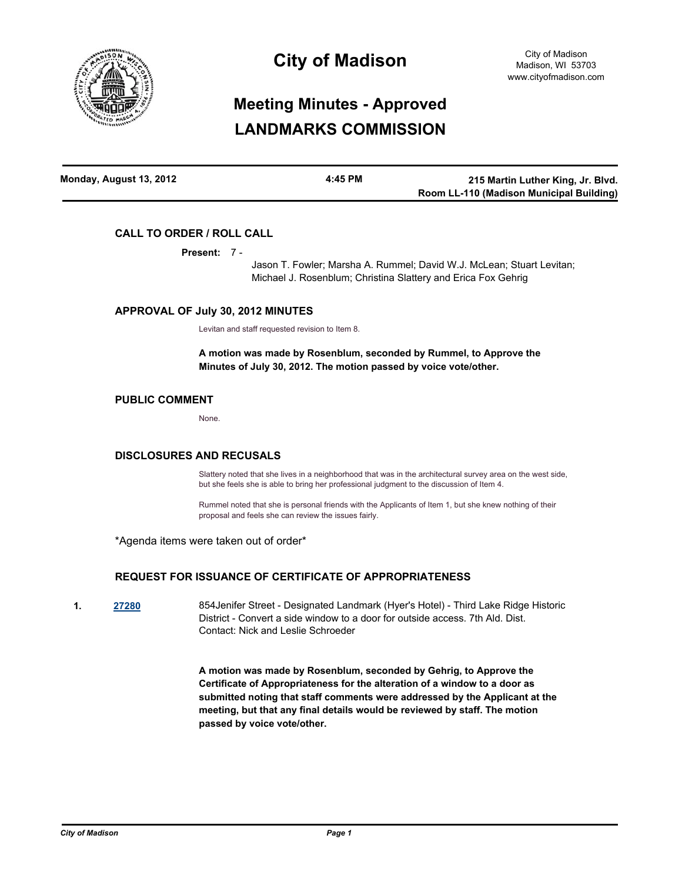# City of Madison

City of Madison
Madison, WI 53703
www.cityofmadison.com

## Meeting Minutes - Approved
## LANDMARKS COMMISSION

| Monday, August 13, 2012 | 4:45 PM | 215 Martin Luther King, Jr. Blvd. Room LL-110 (Madison Municipal Building) |
|---|---|---|

### CALL TO ORDER / ROLL CALL

**Present:** 7 - Jason T. Fowler; Marsha A. Rummel; David W.J. McLean; Stuart Levitan; Michael J. Rosenblum; Christina Slattery and Erica Fox Gehrig

### APPROVAL OF July 30, 2012 MINUTES

Levitan and staff requested revision to Item 8.

**A motion was made by Rosenblum, seconded by Rummel, to Approve the Minutes of July 30, 2012. The motion passed by voice vote/other.**

### PUBLIC COMMENT

None.

### DISCLOSURES AND RECUSALS

Slattery noted that she lives in a neighborhood that was in the architectural survey area on the west side, but she feels she is able to bring her professional judgment to the discussion of Item 4.

Rummel noted that she is personal friends with the Applicants of Item 1, but she knew nothing of their proposal and feels she can review the issues fairly.

*Agenda items were taken out of order*

### REQUEST FOR ISSUANCE OF CERTIFICATE OF APPROPRIATENESS

**1.** **27280** 854Jenifer Street - Designated Landmark (Hyer's Hotel) - Third Lake Ridge Historic District - Convert a side window to a door for outside access. 7th Ald. Dist. Contact: Nick and Leslie Schroeder

**A motion was made by Rosenblum, seconded by Gehrig, to Approve the Certificate of Appropriateness for the alteration of a window to a door as submitted noting that staff comments were addressed by the Applicant at the meeting, but that any final details would be reviewed by staff. The motion passed by voice vote/other.**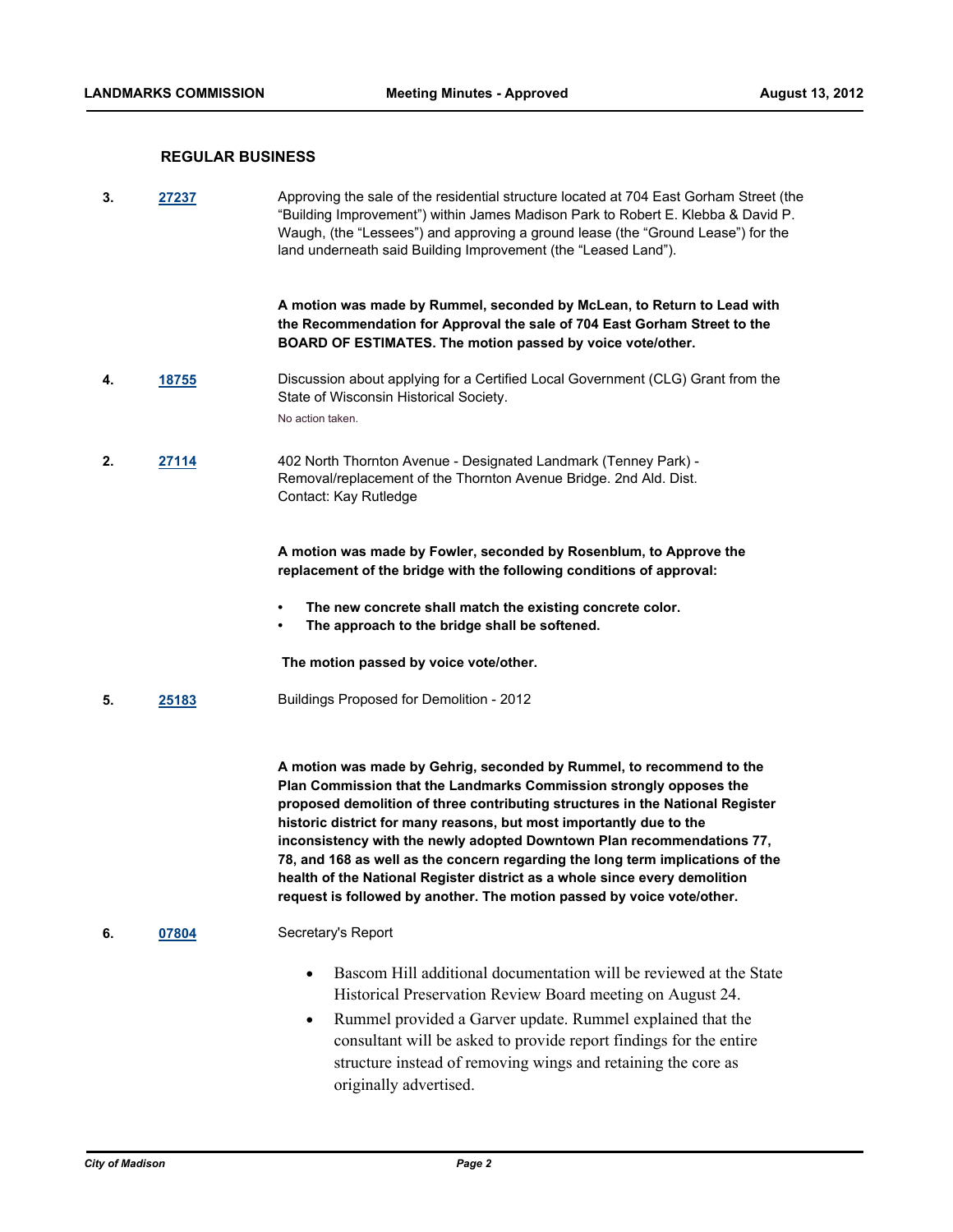## REGULAR BUSINESS

**3.** [27237](27237) Approving the sale of the residential structure located at 704 East Gorham Street (the "Building Improvement") within James Madison Park to Robert E. Klebba & David P. Waugh, (the "Lessees") and approving a ground lease (the "Ground Lease") for the land underneath said Building Improvement (the "Leased Land").

**A motion was made by Rummel, seconded by McLean, to Return to Lead with the Recommendation for Approval the sale of 704 East Gorham Street to the BOARD OF ESTIMATES. The motion passed by voice vote/other.**

**4.** [18755](18755) Discussion about applying for a Certified Local Government (CLG) Grant from the State of Wisconsin Historical Society.

No action taken.

**2.** [27114](27114) 402 North Thornton Avenue - Designated Landmark (Tenney Park) - Removal/replacement of the Thornton Avenue Bridge. 2nd Ald. Dist.
Contact: Kay Rutledge

**A motion was made by Fowler, seconded by Rosenblum, to Approve the replacement of the bridge with the following conditions of approval:**

- **The new concrete shall match the existing concrete color.**
- **The approach to the bridge shall be softened.**

**The motion passed by voice vote/other.**

**5.** [25183](25183) Buildings Proposed for Demolition - 2012

**A motion was made by Gehrig, seconded by Rummel, to recommend to the Plan Commission that the Landmarks Commission strongly opposes the proposed demolition of three contributing structures in the National Register historic district for many reasons, but most importantly due to the inconsistency with the newly adopted Downtown Plan recommendations 77, 78, and 168 as well as the concern regarding the long term implications of the health of the National Register district as a whole since every demolition request is followed by another. The motion passed by voice vote/other.**

**6.** [07804](07804) Secretary's Report

- Bascom Hill additional documentation will be reviewed at the State Historical Preservation Review Board meeting on August 24.
- Rummel provided a Garver update. Rummel explained that the consultant will be asked to provide report findings for the entire structure instead of removing wings and retaining the core as originally advertised.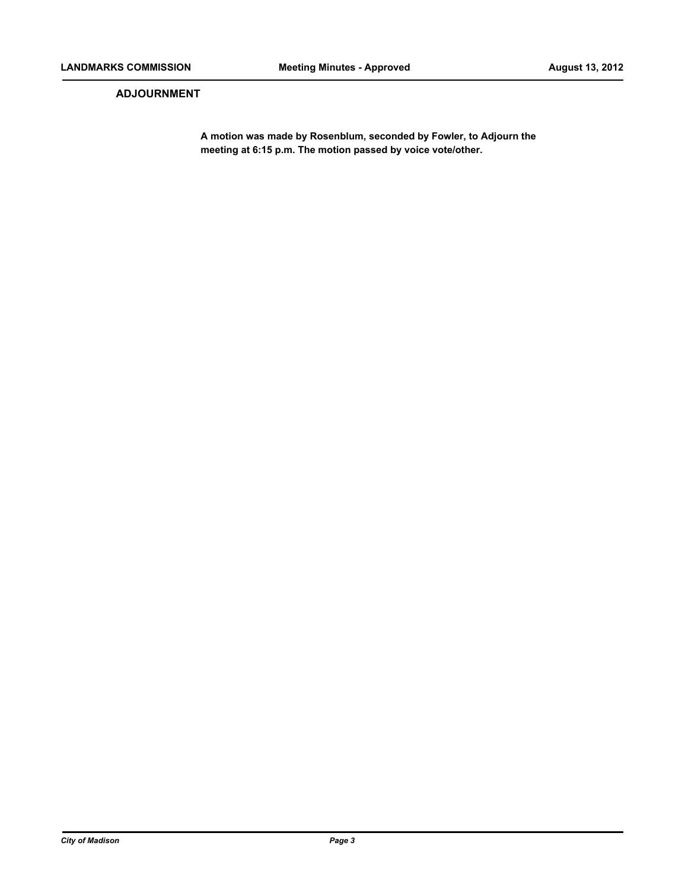## ADJOURNMENT

**A motion was made by Rosenblum, seconded by Fowler, to Adjourn the meeting at 6:15 p.m. The motion passed by voice vote/other.**